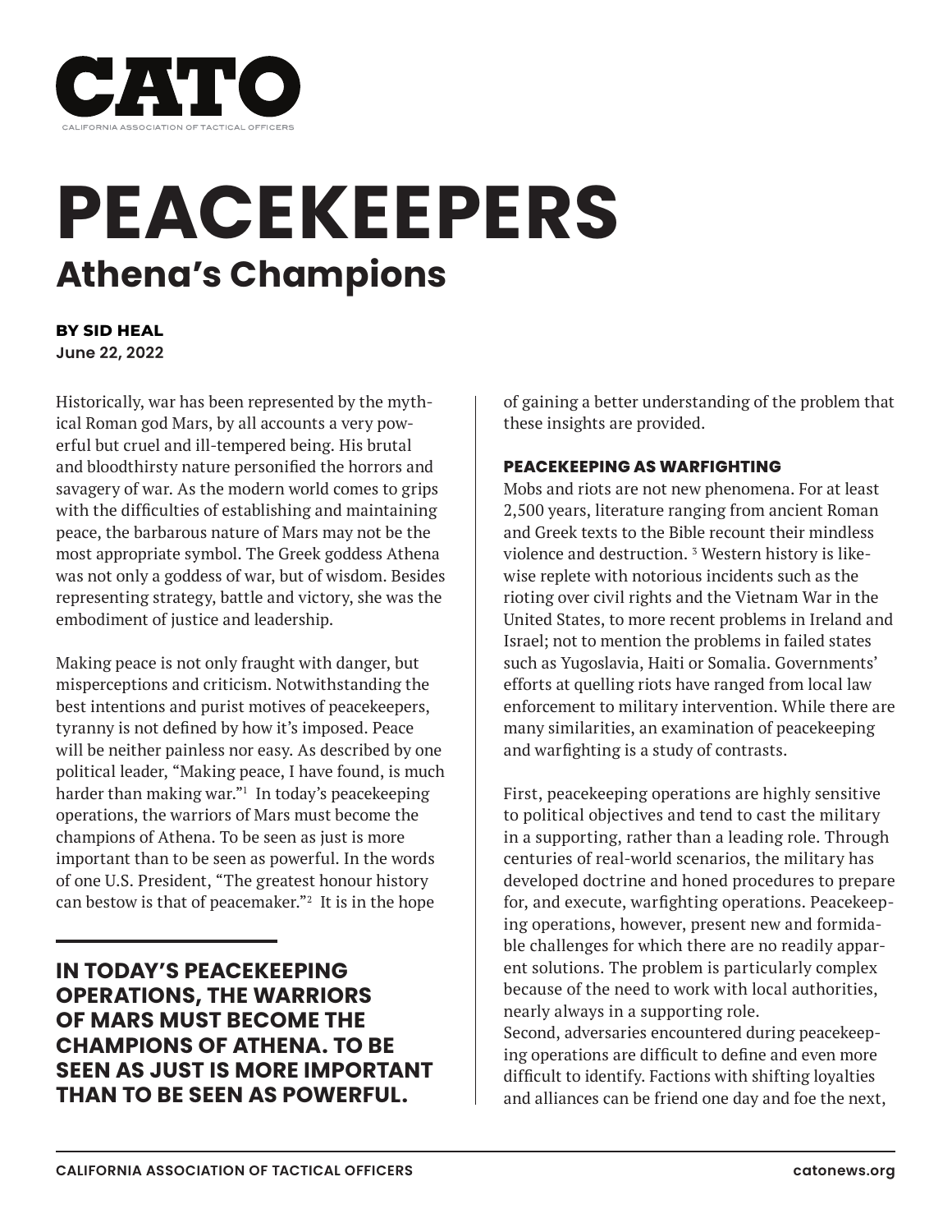# CATO

CALIFORNIA ASSOCIATION OF TACTICAL OFFICERS

# PEACEKEEPERS

## Athena's Champions

**BY SID HEAL**
**June 22, 2022**

Historically, war has been represented by the mythical Roman god Mars, by all accounts a very powerful but cruel and ill-tempered being. His brutal and bloodthirsty nature personified the horrors and savagery of war. As the modern world comes to grips with the difficulties of establishing and maintaining peace, the barbarous nature of Mars may not be the most appropriate symbol. The Greek goddess Athena was not only a goddess of war, but of wisdom. Besides representing strategy, battle and victory, she was the embodiment of justice and leadership.

Making peace is not only fraught with danger, but misperceptions and criticism. Notwithstanding the best intentions and purist motives of peacekeepers, tyranny is not defined by how it's imposed. Peace will be neither painless nor easy. As described by one political leader, "Making peace, I have found, is much harder than making war."[1] In today's peacekeeping operations, the warriors of Mars must become the champions of Athena. To be seen as just is more important than to be seen as powerful. In the words of one U.S. President, "The greatest honour history can bestow is that of peacemaker."[2] It is in the hope of gaining a better understanding of the problem that these insights are provided.

**IN TODAY'S PEACEKEEPING OPERATIONS, THE WARRIORS OF MARS MUST BECOME THE CHAMPIONS OF ATHENA. TO BE SEEN AS JUST IS MORE IMPORTANT THAN TO BE SEEN AS POWERFUL.**

### PEACEKEEPING AS WARFIGHTING

Mobs and riots are not new phenomena. For at least 2,500 years, literature ranging from ancient Roman and Greek texts to the Bible recount their mindless violence and destruction.[3] Western history is likewise replete with notorious incidents such as the rioting over civil rights and the Vietnam War in the United States, to more recent problems in Ireland and Israel; not to mention the problems in failed states such as Yugoslavia, Haiti or Somalia. Governments' efforts at quelling riots have ranged from local law enforcement to military intervention. While there are many similarities, an examination of peacekeeping and warfighting is a study of contrasts.

First, peacekeeping operations are highly sensitive to political objectives and tend to cast the military in a supporting, rather than a leading role. Through centuries of real-world scenarios, the military has developed doctrine and honed procedures to prepare for, and execute, warfighting operations. Peacekeeping operations, however, present new and formidable challenges for which there are no readily apparent solutions. The problem is particularly complex because of the need to work with local authorities, nearly always in a supporting role.

Second, adversaries encountered during peacekeeping operations are difficult to define and even more difficult to identify. Factions with shifting loyalties and alliances can be friend one day and foe the next,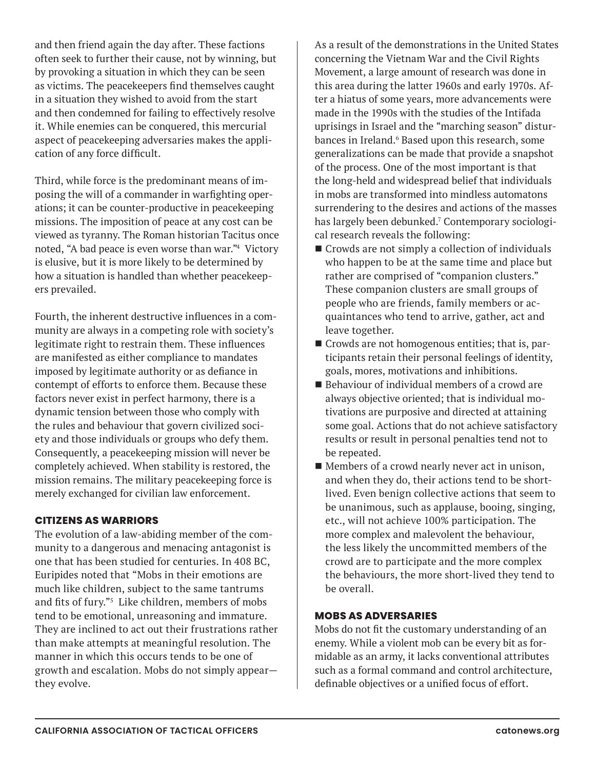and then friend again the day after. These factions often seek to further their cause, not by winning, but by provoking a situation in which they can be seen as victims. The peacekeepers find themselves caught in a situation they wished to avoid from the start and then condemned for failing to effectively resolve it. While enemies can be conquered, this mercurial aspect of peacekeeping adversaries makes the application of any force difficult.

Third, while force is the predominant means of imposing the will of a commander in warfighting operations; it can be counter-productive in peacekeeping missions. The imposition of peace at any cost can be viewed as tyranny. The Roman historian Tacitus once noted, "A bad peace is even worse than war."[4] Victory is elusive, but it is more likely to be determined by how a situation is handled than whether peacekeepers prevailed.

Fourth, the inherent destructive influences in a community are always in a competing role with society's legitimate right to restrain them. These influences are manifested as either compliance to mandates imposed by legitimate authority or as defiance in contempt of efforts to enforce them. Because these factors never exist in perfect harmony, there is a dynamic tension between those who comply with the rules and behaviour that govern civilized society and those individuals or groups who defy them. Consequently, a peacekeeping mission will never be completely achieved. When stability is restored, the mission remains. The military peacekeeping force is merely exchanged for civilian law enforcement.

## CITIZENS AS WARRIORS

The evolution of a law-abiding member of the community to a dangerous and menacing antagonist is one that has been studied for centuries. In 408 BC, Euripides noted that "Mobs in their emotions are much like children, subject to the same tantrums and fits of fury."[5] Like children, members of mobs tend to be emotional, unreasoning and immature. They are inclined to act out their frustrations rather than make attempts at meaningful resolution. The manner in which this occurs tends to be one of growth and escalation. Mobs do not simply appear—they evolve.

As a result of the demonstrations in the United States concerning the Vietnam War and the Civil Rights Movement, a large amount of research was done in this area during the latter 1960s and early 1970s. After a hiatus of some years, more advancements were made in the 1990s with the studies of the Intifada uprisings in Israel and the "marching season" disturbances in Ireland.[6] Based upon this research, some generalizations can be made that provide a snapshot of the process. One of the most important is that the long-held and widespread belief that individuals in mobs are transformed into mindless automatons surrendering to the desires and actions of the masses has largely been debunked.[7] Contemporary sociological research reveals the following:

- Crowds are not simply a collection of individuals who happen to be at the same time and place but rather are comprised of "companion clusters." These companion clusters are small groups of people who are friends, family members or acquaintances who tend to arrive, gather, act and leave together.
- Crowds are not homogenous entities; that is, participants retain their personal feelings of identity, goals, mores, motivations and inhibitions.
- Behaviour of individual members of a crowd are always objective oriented; that is individual motivations are purposive and directed at attaining some goal. Actions that do not achieve satisfactory results or result in personal penalties tend not to be repeated.
- Members of a crowd nearly never act in unison, and when they do, their actions tend to be short-lived. Even benign collective actions that seem to be unanimous, such as applause, booing, singing, etc., will not achieve 100% participation. The more complex and malevolent the behaviour, the less likely the uncommitted members of the crowd are to participate and the more complex the behaviours, the more short-lived they tend to be overall.

## MOBS AS ADVERSARIES

Mobs do not fit the customary understanding of an enemy. While a violent mob can be every bit as formidable as an army, it lacks conventional attributes such as a formal command and control architecture, definable objectives or a unified focus of effort.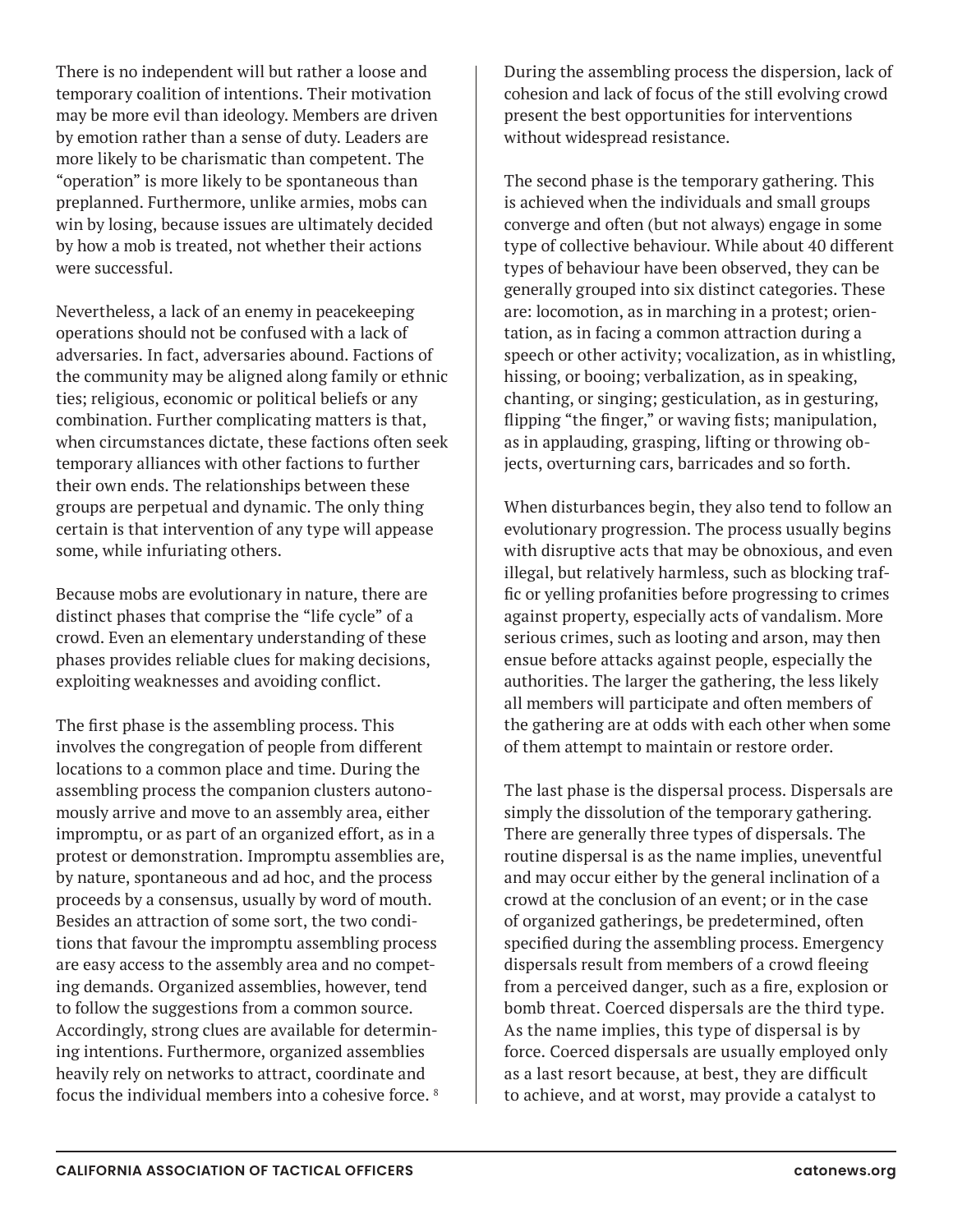There is no independent will but rather a loose and temporary coalition of intentions. Their motivation may be more evil than ideology. Members are driven by emotion rather than a sense of duty. Leaders are more likely to be charismatic than competent. The "operation" is more likely to be spontaneous than preplanned. Furthermore, unlike armies, mobs can win by losing, because issues are ultimately decided by how a mob is treated, not whether their actions were successful.

Nevertheless, a lack of an enemy in peacekeeping operations should not be confused with a lack of adversaries. In fact, adversaries abound. Factions of the community may be aligned along family or ethnic ties; religious, economic or political beliefs or any combination. Further complicating matters is that, when circumstances dictate, these factions often seek temporary alliances with other factions to further their own ends. The relationships between these groups are perpetual and dynamic. The only thing certain is that intervention of any type will appease some, while infuriating others.

Because mobs are evolutionary in nature, there are distinct phases that comprise the "life cycle" of a crowd. Even an elementary understanding of these phases provides reliable clues for making decisions, exploiting weaknesses and avoiding conflict.

The first phase is the assembling process. This involves the congregation of people from different locations to a common place and time. During the assembling process the companion clusters autonomously arrive and move to an assembly area, either impromptu, or as part of an organized effort, as in a protest or demonstration. Impromptu assemblies are, by nature, spontaneous and ad hoc, and the process proceeds by a consensus, usually by word of mouth. Besides an attraction of some sort, the two conditions that favour the impromptu assembling process are easy access to the assembly area and no competing demands. Organized assemblies, however, tend to follow the suggestions from a common source. Accordingly, strong clues are available for determining intentions. Furthermore, organized assemblies heavily rely on networks to attract, coordinate and focus the individual members into a cohesive force. [8]

During the assembling process the dispersion, lack of cohesion and lack of focus of the still evolving crowd present the best opportunities for interventions without widespread resistance.

The second phase is the temporary gathering. This is achieved when the individuals and small groups converge and often (but not always) engage in some type of collective behaviour. While about 40 different types of behaviour have been observed, they can be generally grouped into six distinct categories. These are: locomotion, as in marching in a protest; orientation, as in facing a common attraction during a speech or other activity; vocalization, as in whistling, hissing, or booing; verbalization, as in speaking, chanting, or singing; gesticulation, as in gesturing, flipping "the finger," or waving fists; manipulation, as in applauding, grasping, lifting or throwing objects, overturning cars, barricades and so forth.

When disturbances begin, they also tend to follow an evolutionary progression. The process usually begins with disruptive acts that may be obnoxious, and even illegal, but relatively harmless, such as blocking traffic or yelling profanities before progressing to crimes against property, especially acts of vandalism. More serious crimes, such as looting and arson, may then ensue before attacks against people, especially the authorities. The larger the gathering, the less likely all members will participate and often members of the gathering are at odds with each other when some of them attempt to maintain or restore order.

The last phase is the dispersal process. Dispersals are simply the dissolution of the temporary gathering. There are generally three types of dispersals. The routine dispersal is as the name implies, uneventful and may occur either by the general inclination of a crowd at the conclusion of an event; or in the case of organized gatherings, be predetermined, often specified during the assembling process. Emergency dispersals result from members of a crowd fleeing from a perceived danger, such as a fire, explosion or bomb threat. Coerced dispersals are the third type. As the name implies, this type of dispersal is by force. Coerced dispersals are usually employed only as a last resort because, at best, they are difficult to achieve, and at worst, may provide a catalyst to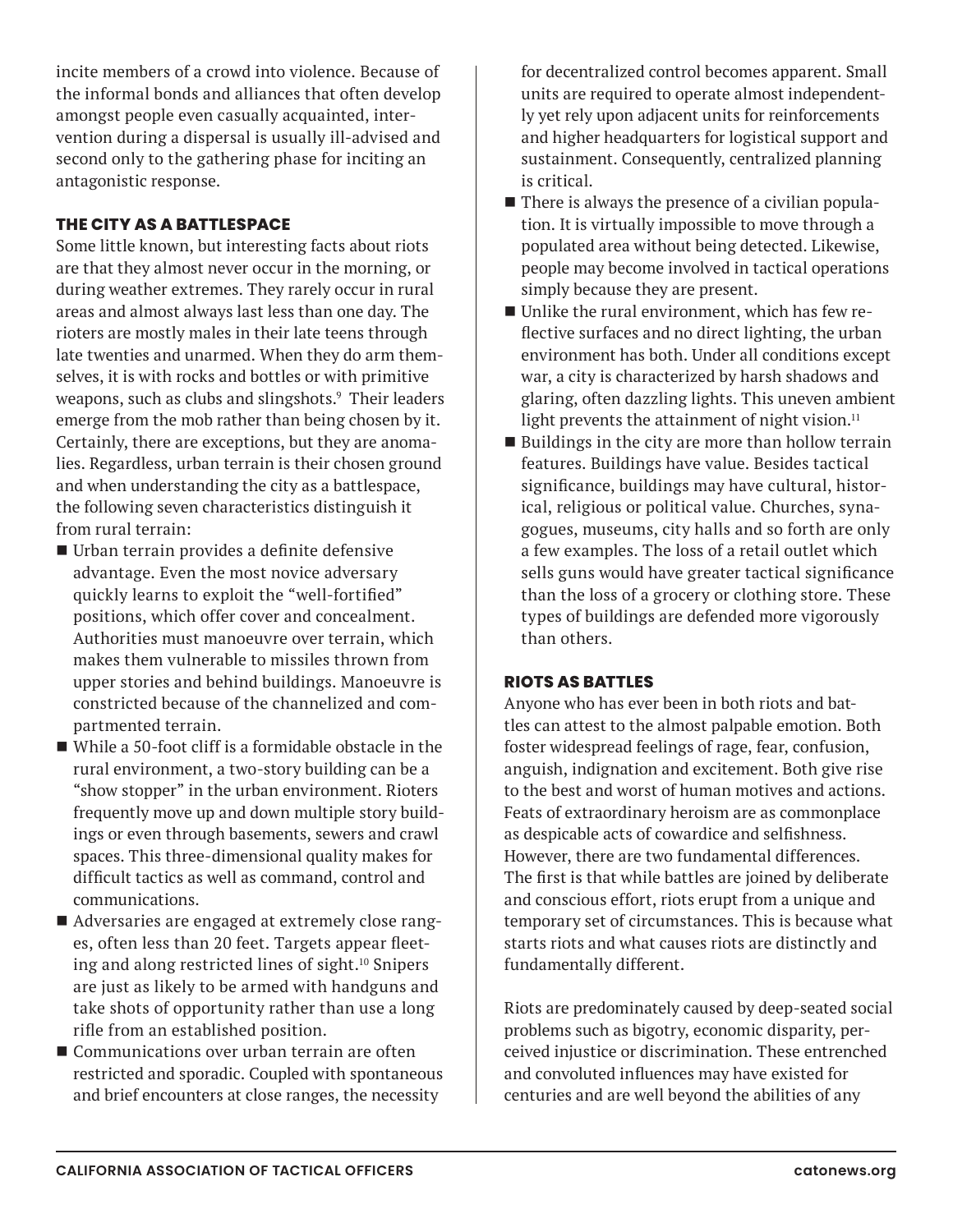incite members of a crowd into violence. Because of the informal bonds and alliances that often develop amongst people even casually acquainted, intervention during a dispersal is usually ill-advised and second only to the gathering phase for inciting an antagonistic response.

## THE CITY AS A BATTLESPACE

Some little known, but interesting facts about riots are that they almost never occur in the morning, or during weather extremes. They rarely occur in rural areas and almost always last less than one day. The rioters are mostly males in their late teens through late twenties and unarmed. When they do arm themselves, it is with rocks and bottles or with primitive weapons, such as clubs and slingshots.[9] Their leaders emerge from the mob rather than being chosen by it. Certainly, there are exceptions, but they are anomalies. Regardless, urban terrain is their chosen ground and when understanding the city as a battlespace, the following seven characteristics distinguish it from rural terrain:

- Urban terrain provides a definite defensive advantage. Even the most novice adversary quickly learns to exploit the "well-fortified" positions, which offer cover and concealment. Authorities must manoeuvre over terrain, which makes them vulnerable to missiles thrown from upper stories and behind buildings. Manoeuvre is constricted because of the channelized and compartmented terrain.
- While a 50-foot cliff is a formidable obstacle in the rural environment, a two-story building can be a "show stopper" in the urban environment. Rioters frequently move up and down multiple story buildings or even through basements, sewers and crawl spaces. This three-dimensional quality makes for difficult tactics as well as command, control and communications.
- Adversaries are engaged at extremely close ranges, often less than 20 feet. Targets appear fleeting and along restricted lines of sight.[10] Snipers are just as likely to be armed with handguns and take shots of opportunity rather than use a long rifle from an established position.
- Communications over urban terrain are often restricted and sporadic. Coupled with spontaneous and brief encounters at close ranges, the necessity for decentralized control becomes apparent. Small units are required to operate almost independently yet rely upon adjacent units for reinforcements and higher headquarters for logistical support and sustainment. Consequently, centralized planning is critical.
- There is always the presence of a civilian population. It is virtually impossible to move through a populated area without being detected. Likewise, people may become involved in tactical operations simply because they are present.
- Unlike the rural environment, which has few reflective surfaces and no direct lighting, the urban environment has both. Under all conditions except war, a city is characterized by harsh shadows and glaring, often dazzling lights. This uneven ambient light prevents the attainment of night vision.[11]
- Buildings in the city are more than hollow terrain features. Buildings have value. Besides tactical significance, buildings may have cultural, historical, religious or political value. Churches, synagogues, museums, city halls and so forth are only a few examples. The loss of a retail outlet which sells guns would have greater tactical significance than the loss of a grocery or clothing store. These types of buildings are defended more vigorously than others.

## RIOTS AS BATTLES

Anyone who has ever been in both riots and battles can attest to the almost palpable emotion. Both foster widespread feelings of rage, fear, confusion, anguish, indignation and excitement. Both give rise to the best and worst of human motives and actions. Feats of extraordinary heroism are as commonplace as despicable acts of cowardice and selfishness. However, there are two fundamental differences. The first is that while battles are joined by deliberate and conscious effort, riots erupt from a unique and temporary set of circumstances. This is because what starts riots and what causes riots are distinctly and fundamentally different.

Riots are predominately caused by deep-seated social problems such as bigotry, economic disparity, perceived injustice or discrimination. These entrenched and convoluted influences may have existed for centuries and are well beyond the abilities of any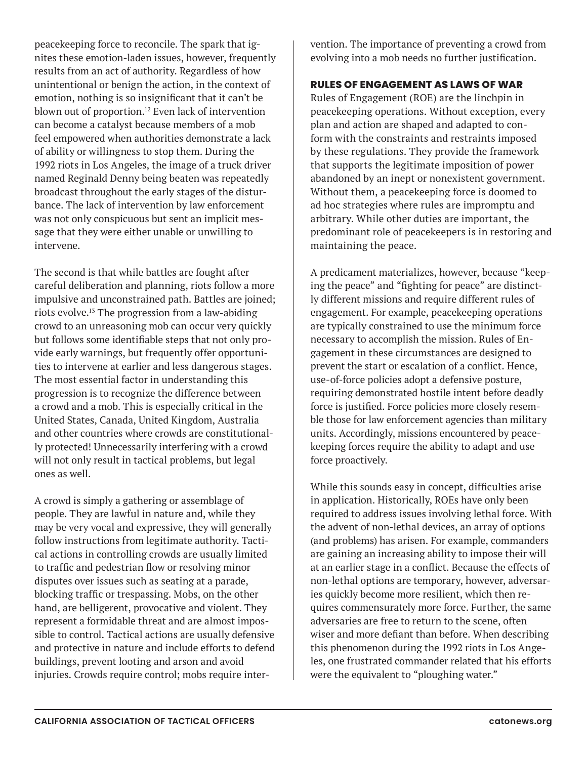peacekeeping force to reconcile. The spark that ignites these emotion-laden issues, however, frequently results from an act of authority. Regardless of how unintentional or benign the action, in the context of emotion, nothing is so insignificant that it can't be blown out of proportion.[12] Even lack of intervention can become a catalyst because members of a mob feel empowered when authorities demonstrate a lack of ability or willingness to stop them. During the 1992 riots in Los Angeles, the image of a truck driver named Reginald Denny being beaten was repeatedly broadcast throughout the early stages of the disturbance. The lack of intervention by law enforcement was not only conspicuous but sent an implicit message that they were either unable or unwilling to intervene.

The second is that while battles are fought after careful deliberation and planning, riots follow a more impulsive and unconstrained path. Battles are joined; riots evolve.[13] The progression from a law-abiding crowd to an unreasoning mob can occur very quickly but follows some identifiable steps that not only provide early warnings, but frequently offer opportunities to intervene at earlier and less dangerous stages. The most essential factor in understanding this progression is to recognize the difference between a crowd and a mob. This is especially critical in the United States, Canada, United Kingdom, Australia and other countries where crowds are constitutionally protected! Unnecessarily interfering with a crowd will not only result in tactical problems, but legal ones as well.

A crowd is simply a gathering or assemblage of people. They are lawful in nature and, while they may be very vocal and expressive, they will generally follow instructions from legitimate authority. Tactical actions in controlling crowds are usually limited to traffic and pedestrian flow or resolving minor disputes over issues such as seating at a parade, blocking traffic or trespassing. Mobs, on the other hand, are belligerent, provocative and violent. They represent a formidable threat and are almost impossible to control. Tactical actions are usually defensive and protective in nature and include efforts to defend buildings, prevent looting and arson and avoid injuries. Crowds require control; mobs require intervention. The importance of preventing a crowd from evolving into a mob needs no further justification.

## RULES OF ENGAGEMENT AS LAWS OF WAR

Rules of Engagement (ROE) are the linchpin in peacekeeping operations. Without exception, every plan and action are shaped and adapted to conform with the constraints and restraints imposed by these regulations. They provide the framework that supports the legitimate imposition of power abandoned by an inept or nonexistent government. Without them, a peacekeeping force is doomed to ad hoc strategies where rules are impromptu and arbitrary. While other duties are important, the predominant role of peacekeepers is in restoring and maintaining the peace.

A predicament materializes, however, because "keeping the peace" and "fighting for peace" are distinctly different missions and require different rules of engagement. For example, peacekeeping operations are typically constrained to use the minimum force necessary to accomplish the mission. Rules of Engagement in these circumstances are designed to prevent the start or escalation of a conflict. Hence, use-of-force policies adopt a defensive posture, requiring demonstrated hostile intent before deadly force is justified. Force policies more closely resemble those for law enforcement agencies than military units. Accordingly, missions encountered by peacekeeping forces require the ability to adapt and use force proactively.

While this sounds easy in concept, difficulties arise in application. Historically, ROEs have only been required to address issues involving lethal force. With the advent of non-lethal devices, an array of options (and problems) has arisen. For example, commanders are gaining an increasing ability to impose their will at an earlier stage in a conflict. Because the effects of non-lethal options are temporary, however, adversaries quickly become more resilient, which then requires commensurately more force. Further, the same adversaries are free to return to the scene, often wiser and more defiant than before. When describing this phenomenon during the 1992 riots in Los Angeles, one frustrated commander related that his efforts were the equivalent to "ploughing water."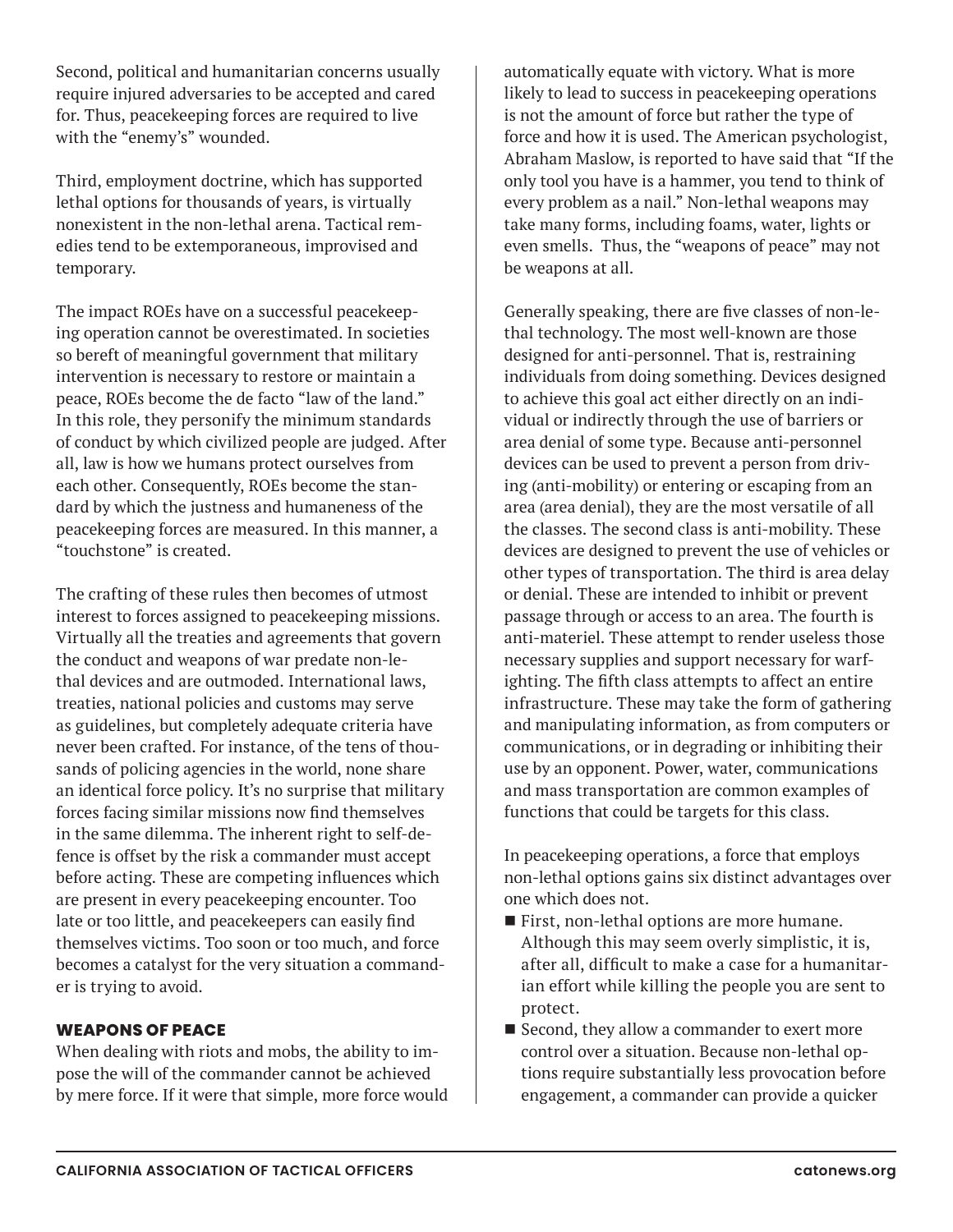Second, political and humanitarian concerns usually require injured adversaries to be accepted and cared for. Thus, peacekeeping forces are required to live with the "enemy's" wounded.

Third, employment doctrine, which has supported lethal options for thousands of years, is virtually nonexistent in the non-lethal arena. Tactical remedies tend to be extemporaneous, improvised and temporary.

The impact ROEs have on a successful peacekeeping operation cannot be overestimated. In societies so bereft of meaningful government that military intervention is necessary to restore or maintain a peace, ROEs become the de facto "law of the land." In this role, they personify the minimum standards of conduct by which civilized people are judged. After all, law is how we humans protect ourselves from each other. Consequently, ROEs become the standard by which the justness and humaneness of the peacekeeping forces are measured. In this manner, a "touchstone" is created.

The crafting of these rules then becomes of utmost interest to forces assigned to peacekeeping missions. Virtually all the treaties and agreements that govern the conduct and weapons of war predate non-lethal devices and are outmoded. International laws, treaties, national policies and customs may serve as guidelines, but completely adequate criteria have never been crafted. For instance, of the tens of thousands of policing agencies in the world, none share an identical force policy. It's no surprise that military forces facing similar missions now find themselves in the same dilemma. The inherent right to self-defence is offset by the risk a commander must accept before acting. These are competing influences which are present in every peacekeeping encounter. Too late or too little, and peacekeepers can easily find themselves victims. Too soon or too much, and force becomes a catalyst for the very situation a commander is trying to avoid.

## WEAPONS OF PEACE

When dealing with riots and mobs, the ability to impose the will of the commander cannot be achieved by mere force. If it were that simple, more force would automatically equate with victory. What is more likely to lead to success in peacekeeping operations is not the amount of force but rather the type of force and how it is used. The American psychologist, Abraham Maslow, is reported to have said that "If the only tool you have is a hammer, you tend to think of every problem as a nail." Non-lethal weapons may take many forms, including foams, water, lights or even smells. Thus, the "weapons of peace" may not be weapons at all.

Generally speaking, there are five classes of non-lethal technology. The most well-known are those designed for anti-personnel. That is, restraining individuals from doing something. Devices designed to achieve this goal act either directly on an individual or indirectly through the use of barriers or area denial of some type. Because anti-personnel devices can be used to prevent a person from driving (anti-mobility) or entering or escaping from an area (area denial), they are the most versatile of all the classes. The second class is anti-mobility. These devices are designed to prevent the use of vehicles or other types of transportation. The third is area delay or denial. These are intended to inhibit or prevent passage through or access to an area. The fourth is anti-materiel. These attempt to render useless those necessary supplies and support necessary for warfighting. The fifth class attempts to affect an entire infrastructure. These may take the form of gathering and manipulating information, as from computers or communications, or in degrading or inhibiting their use by an opponent. Power, water, communications and mass transportation are common examples of functions that could be targets for this class.

In peacekeeping operations, a force that employs non-lethal options gains six distinct advantages over one which does not.

- First, non-lethal options are more humane. Although this may seem overly simplistic, it is, after all, difficult to make a case for a humanitarian effort while killing the people you are sent to protect.
- Second, they allow a commander to exert more control over a situation. Because non-lethal options require substantially less provocation before engagement, a commander can provide a quicker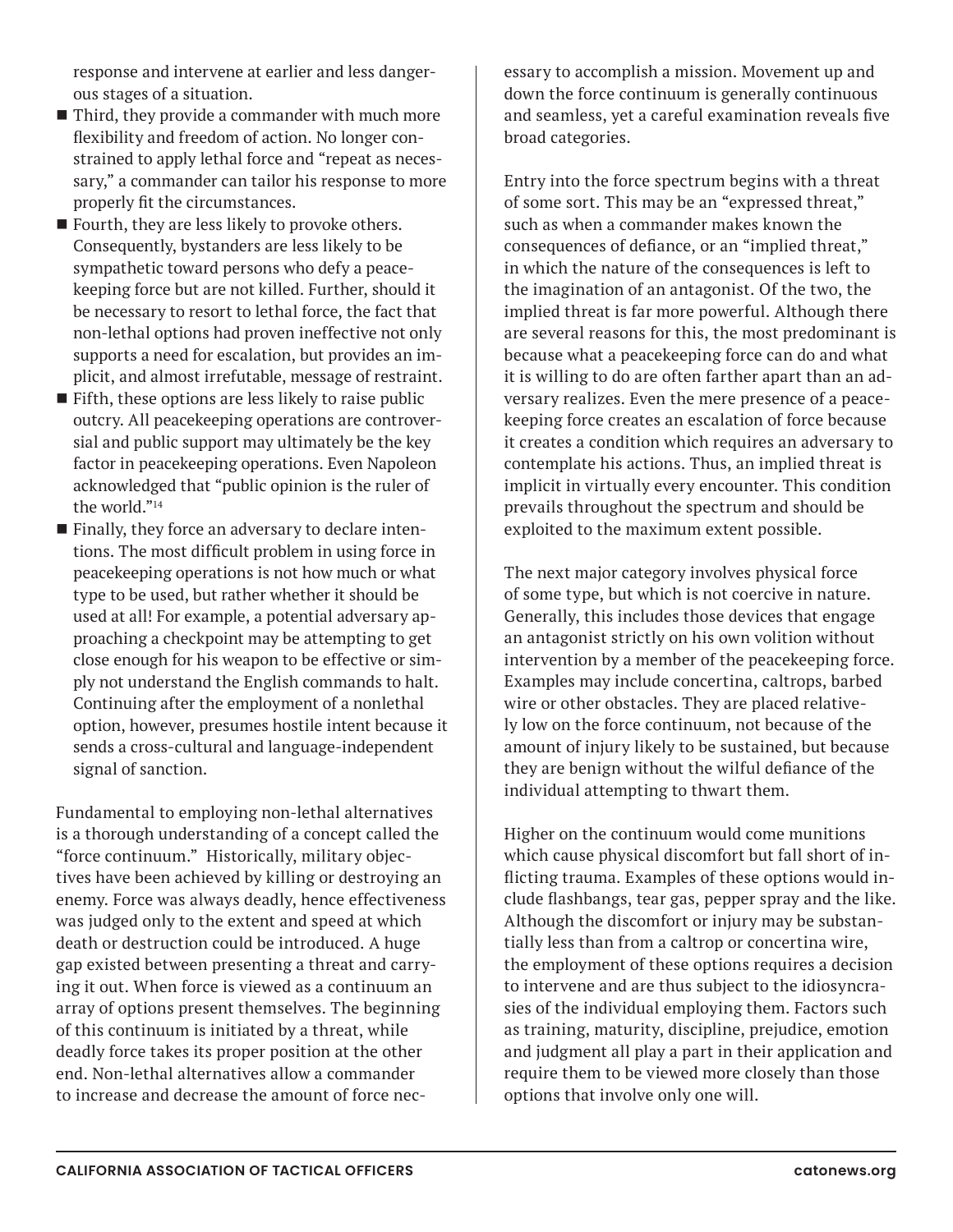response and intervene at earlier and less dangerous stages of a situation.

- Third, they provide a commander with much more flexibility and freedom of action. No longer constrained to apply lethal force and "repeat as necessary," a commander can tailor his response to more properly fit the circumstances.
- Fourth, they are less likely to provoke others. Consequently, bystanders are less likely to be sympathetic toward persons who defy a peacekeeping force but are not killed. Further, should it be necessary to resort to lethal force, the fact that non-lethal options had proven ineffective not only supports a need for escalation, but provides an implicit, and almost irrefutable, message of restraint.
- Fifth, these options are less likely to raise public outcry. All peacekeeping operations are controversial and public support may ultimately be the key factor in peacekeeping operations. Even Napoleon acknowledged that "public opinion is the ruler of the world."[14]
- Finally, they force an adversary to declare intentions. The most difficult problem in using force in peacekeeping operations is not how much or what type to be used, but rather whether it should be used at all! For example, a potential adversary approaching a checkpoint may be attempting to get close enough for his weapon to be effective or simply not understand the English commands to halt. Continuing after the employment of a nonlethal option, however, presumes hostile intent because it sends a cross-cultural and language-independent signal of sanction.

Fundamental to employing non-lethal alternatives is a thorough understanding of a concept called the "force continuum." Historically, military objectives have been achieved by killing or destroying an enemy. Force was always deadly, hence effectiveness was judged only to the extent and speed at which death or destruction could be introduced. A huge gap existed between presenting a threat and carrying it out. When force is viewed as a continuum an array of options present themselves. The beginning of this continuum is initiated by a threat, while deadly force takes its proper position at the other end. Non-lethal alternatives allow a commander to increase and decrease the amount of force necessary to accomplish a mission. Movement up and down the force continuum is generally continuous and seamless, yet a careful examination reveals five broad categories.

Entry into the force spectrum begins with a threat of some sort. This may be an "expressed threat," such as when a commander makes known the consequences of defiance, or an "implied threat," in which the nature of the consequences is left to the imagination of an antagonist. Of the two, the implied threat is far more powerful. Although there are several reasons for this, the most predominant is because what a peacekeeping force can do and what it is willing to do are often farther apart than an adversary realizes. Even the mere presence of a peacekeeping force creates an escalation of force because it creates a condition which requires an adversary to contemplate his actions. Thus, an implied threat is implicit in virtually every encounter. This condition prevails throughout the spectrum and should be exploited to the maximum extent possible.

The next major category involves physical force of some type, but which is not coercive in nature. Generally, this includes those devices that engage an antagonist strictly on his own volition without intervention by a member of the peacekeeping force. Examples may include concertina, caltrops, barbed wire or other obstacles. They are placed relatively low on the force continuum, not because of the amount of injury likely to be sustained, but because they are benign without the wilful defiance of the individual attempting to thwart them.

Higher on the continuum would come munitions which cause physical discomfort but fall short of inflicting trauma. Examples of these options would include flashbangs, tear gas, pepper spray and the like. Although the discomfort or injury may be substantially less than from a caltrop or concertina wire, the employment of these options requires a decision to intervene and are thus subject to the idiosyncrasies of the individual employing them. Factors such as training, maturity, discipline, prejudice, emotion and judgment all play a part in their application and require them to be viewed more closely than those options that involve only one will.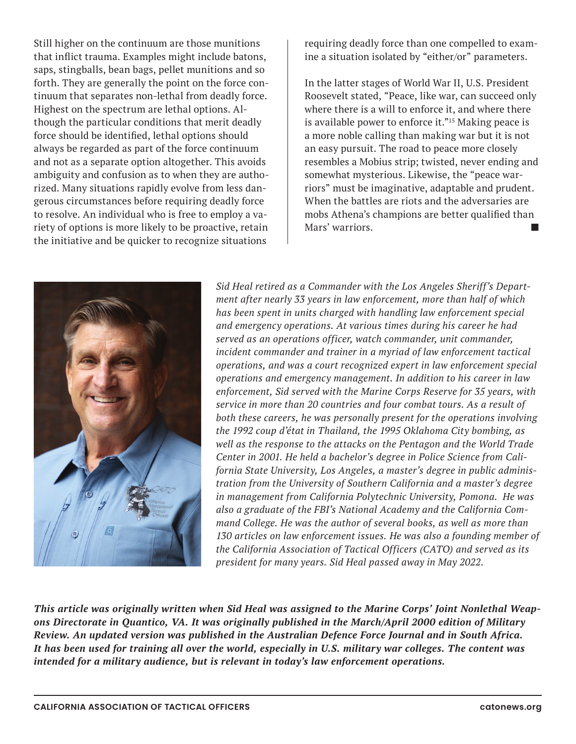Still higher on the continuum are those munitions that inflict trauma. Examples might include batons, saps, stingballs, bean bags, pellet munitions and so forth. They are generally the point on the force continuum that separates non-lethal from deadly force. Highest on the spectrum are lethal options. Although the particular conditions that merit deadly force should be identified, lethal options should always be regarded as part of the force continuum and not as a separate option altogether. This avoids ambiguity and confusion as to when they are authorized. Many situations rapidly evolve from less dangerous circumstances before requiring deadly force to resolve. An individual who is free to employ a variety of options is more likely to be proactive, retain the initiative and be quicker to recognize situations requiring deadly force than one compelled to examine a situation isolated by "either/or" parameters.

In the latter stages of World War II, U.S. President Roosevelt stated, "Peace, like war, can succeed only where there is a will to enforce it, and where there is available power to enforce it."[15] Making peace is a more noble calling than making war but it is not an easy pursuit. The road to peace more closely resembles a Mobius strip; twisted, never ending and somewhat mysterious. Likewise, the "peace warriors" must be imaginative, adaptable and prudent. When the battles are riots and the adversaries are mobs Athena's champions are better qualified than Mars' warriors. ■

*Sid Heal retired as a Commander with the Los Angeles Sheriff's Department after nearly 33 years in law enforcement, more than half of which has been spent in units charged with handling law enforcement special and emergency operations. At various times during his career he had served as an operations officer, watch commander, unit commander, incident commander and trainer in a myriad of law enforcement tactical operations, and was a court recognized expert in law enforcement special operations and emergency management. In addition to his career in law enforcement, Sid served with the Marine Corps Reserve for 35 years, with service in more than 20 countries and four combat tours. As a result of both these careers, he was personally present for the operations involving the 1992 coup d'état in Thailand, the 1995 Oklahoma City bombing, as well as the response to the attacks on the Pentagon and the World Trade Center in 2001. He held a bachelor's degree in Police Science from California State University, Los Angeles, a master's degree in public administration from the University of Southern California and a master's degree in management from California Polytechnic University, Pomona. He was also a graduate of the FBI's National Academy and the California Command College. He was the author of several books, as well as more than 130 articles on law enforcement issues. He was also a founding member of the California Association of Tactical Officers (CATO) and served as its president for many years. Sid Heal passed away in May 2022.*

***This article was originally written when Sid Heal was assigned to the Marine Corps' Joint Nonlethal Weapons Directorate in Quantico, VA. It was originally published in the March/April 2000 edition of Military Review. An updated version was published in the Australian Defence Force Journal and in South Africa. It has been used for training all over the world, especially in U.S. military war colleges. The content was intended for a military audience, but is relevant in today's law enforcement operations.***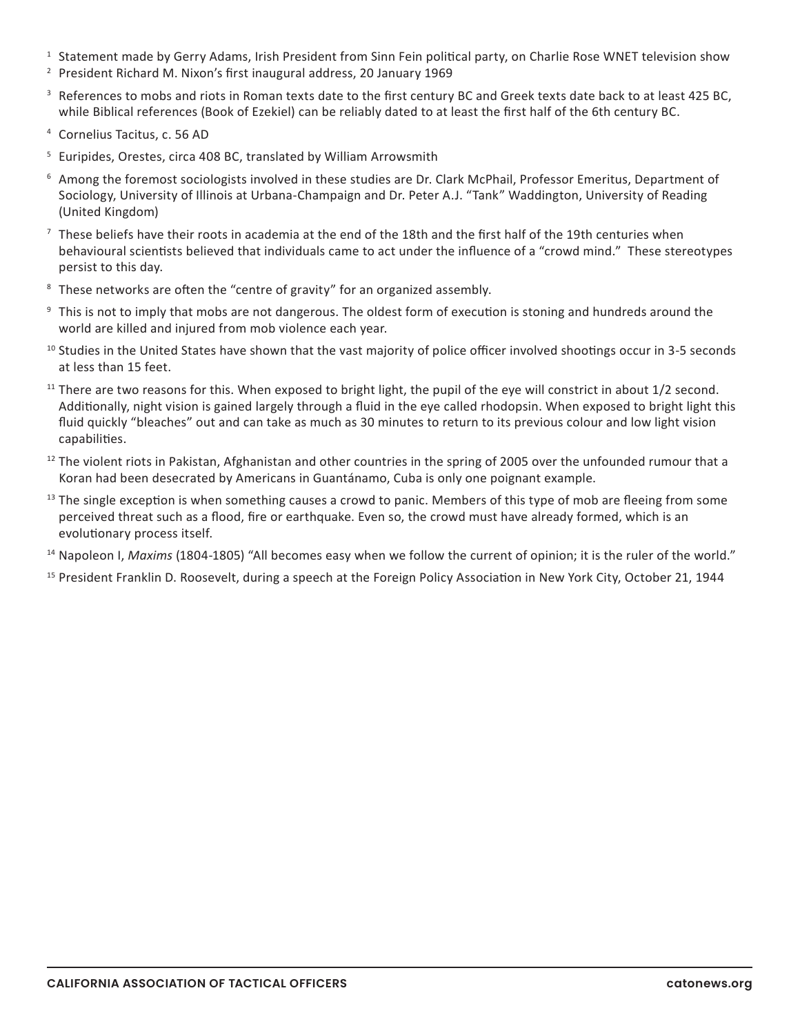[1] Statement made by Gerry Adams, Irish President from Sinn Fein political party, on Charlie Rose WNET television show

[2] President Richard M. Nixon's first inaugural address, 20 January 1969

[3] References to mobs and riots in Roman texts date to the first century BC and Greek texts date back to at least 425 BC, while Biblical references (Book of Ezekiel) can be reliably dated to at least the first half of the 6th century BC.

[4] Cornelius Tacitus, c. 56 AD

[5] Euripides, Orestes, circa 408 BC, translated by William Arrowsmith

[6] Among the foremost sociologists involved in these studies are Dr. Clark McPhail, Professor Emeritus, Department of Sociology, University of Illinois at Urbana-Champaign and Dr. Peter A.J. "Tank" Waddington, University of Reading (United Kingdom)

[7] These beliefs have their roots in academia at the end of the 18th and the first half of the 19th centuries when behavioural scientists believed that individuals came to act under the influence of a "crowd mind." These stereotypes persist to this day.

[8] These networks are often the "centre of gravity" for an organized assembly.

[9] This is not to imply that mobs are not dangerous. The oldest form of execution is stoning and hundreds around the world are killed and injured from mob violence each year.

[10] Studies in the United States have shown that the vast majority of police officer involved shootings occur in 3-5 seconds at less than 15 feet.

[11] There are two reasons for this. When exposed to bright light, the pupil of the eye will constrict in about 1/2 second. Additionally, night vision is gained largely through a fluid in the eye called rhodopsin. When exposed to bright light this fluid quickly "bleaches" out and can take as much as 30 minutes to return to its previous colour and low light vision capabilities.

[12] The violent riots in Pakistan, Afghanistan and other countries in the spring of 2005 over the unfounded rumour that a Koran had been desecrated by Americans in Guantánamo, Cuba is only one poignant example.

[13] The single exception is when something causes a crowd to panic. Members of this type of mob are fleeing from some perceived threat such as a flood, fire or earthquake. Even so, the crowd must have already formed, which is an evolutionary process itself.

[14] Napoleon I, *Maxims* (1804-1805) "All becomes easy when we follow the current of opinion; it is the ruler of the world."

[15] President Franklin D. Roosevelt, during a speech at the Foreign Policy Association in New York City, October 21, 1944